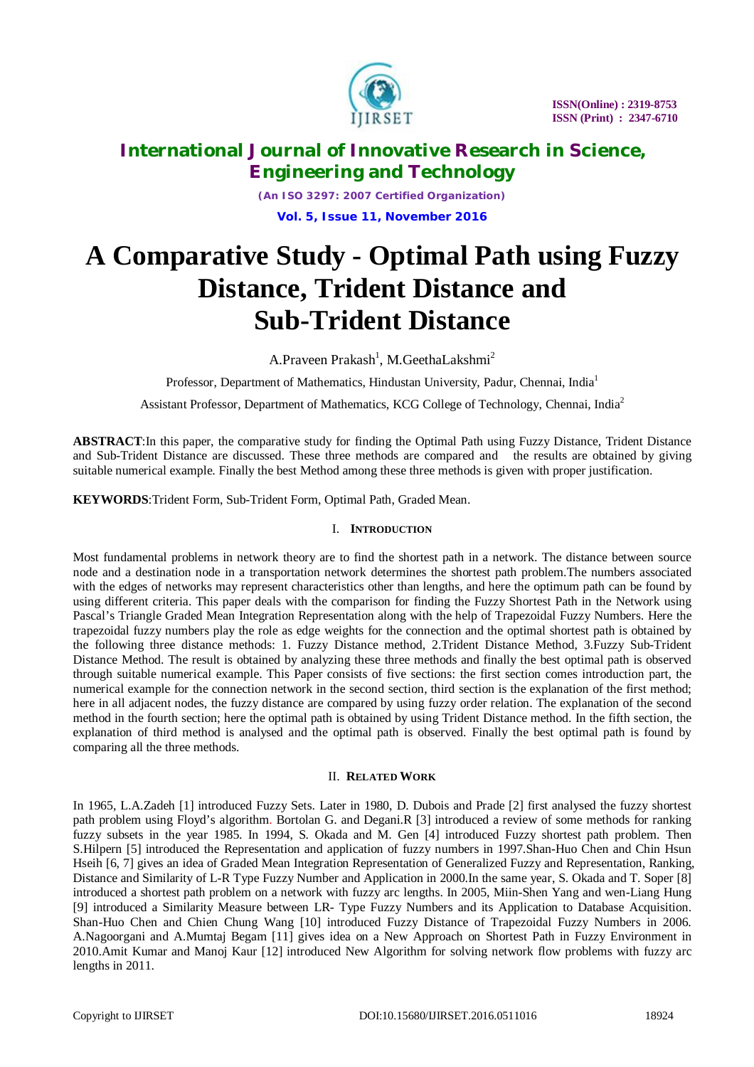# A Comparative Study - Optimal Path using Fuzzy Distance, Trident Distance and Sub-Trident Distance

A.Praveen Prakash[1], M.GeethaLakshmi[2]

Professor, Department of Mathematics, Hindustan University, Padur, Chennai, India[1]

Assistant Professor, Department of Mathematics, KCG College of Technology, Chennai, India[2]

**ABSTRACT**:In this paper, the comparative study for finding the Optimal Path using Fuzzy Distance, Trident Distance and Sub-Trident Distance are discussed. These three methods are compared and the results are obtained by giving suitable numerical example. Finally the best Method among these three methods is given with proper justification.

**KEYWORDS**:Trident Form, Sub-Trident Form, Optimal Path, Graded Mean.

## I. INTRODUCTION

Most fundamental problems in network theory are to find the shortest path in a network. The distance between source node and a destination node in a transportation network determines the shortest path problem.The numbers associated with the edges of networks may represent characteristics other than lengths, and here the optimum path can be found by using different criteria. This paper deals with the comparison for finding the Fuzzy Shortest Path in the Network using Pascal's Triangle Graded Mean Integration Representation along with the help of Trapezoidal Fuzzy Numbers. Here the trapezoidal fuzzy numbers play the role as edge weights for the connection and the optimal shortest path is obtained by the following three distance methods: 1. Fuzzy Distance method, 2.Trident Distance Method, 3.Fuzzy Sub-Trident Distance Method. The result is obtained by analyzing these three methods and finally the best optimal path is observed through suitable numerical example. This Paper consists of five sections: the first section comes introduction part, the numerical example for the connection network in the second section, third section is the explanation of the first method; here in all adjacent nodes, the fuzzy distance are compared by using fuzzy order relation. The explanation of the second method in the fourth section; here the optimal path is obtained by using Trident Distance method. In the fifth section, the explanation of third method is analysed and the optimal path is observed. Finally the best optimal path is found by comparing all the three methods.

## II. RELATED WORK

In 1965, L.A.Zadeh [1] introduced Fuzzy Sets. Later in 1980, D. Dubois and Prade [2] first analysed the fuzzy shortest path problem using Floyd's algorithm. Bortolan G. and Degani.R [3] introduced a review of some methods for ranking fuzzy subsets in the year 1985. In 1994, S. Okada and M. Gen [4] introduced Fuzzy shortest path problem. Then S.Hilpern [5] introduced the Representation and application of fuzzy numbers in 1997.Shan-Huo Chen and Chin Hsun Hseih [6, 7] gives an idea of Graded Mean Integration Representation of Generalized Fuzzy and Representation, Ranking, Distance and Similarity of L-R Type Fuzzy Number and Application in 2000.In the same year, S. Okada and T. Soper [8] introduced a shortest path problem on a network with fuzzy arc lengths. In 2005, Miin-Shen Yang and wen-Liang Hung [9] introduced a Similarity Measure between LR- Type Fuzzy Numbers and its Application to Database Acquisition. Shan-Huo Chen and Chien Chung Wang [10] introduced Fuzzy Distance of Trapezoidal Fuzzy Numbers in 2006. A.Nagoorgani and A.Mumtaj Begam [11] gives idea on a New Approach on Shortest Path in Fuzzy Environment in 2010.Amit Kumar and Manoj Kaur [12] introduced New Algorithm for solving network flow problems with fuzzy arc lengths in 2011.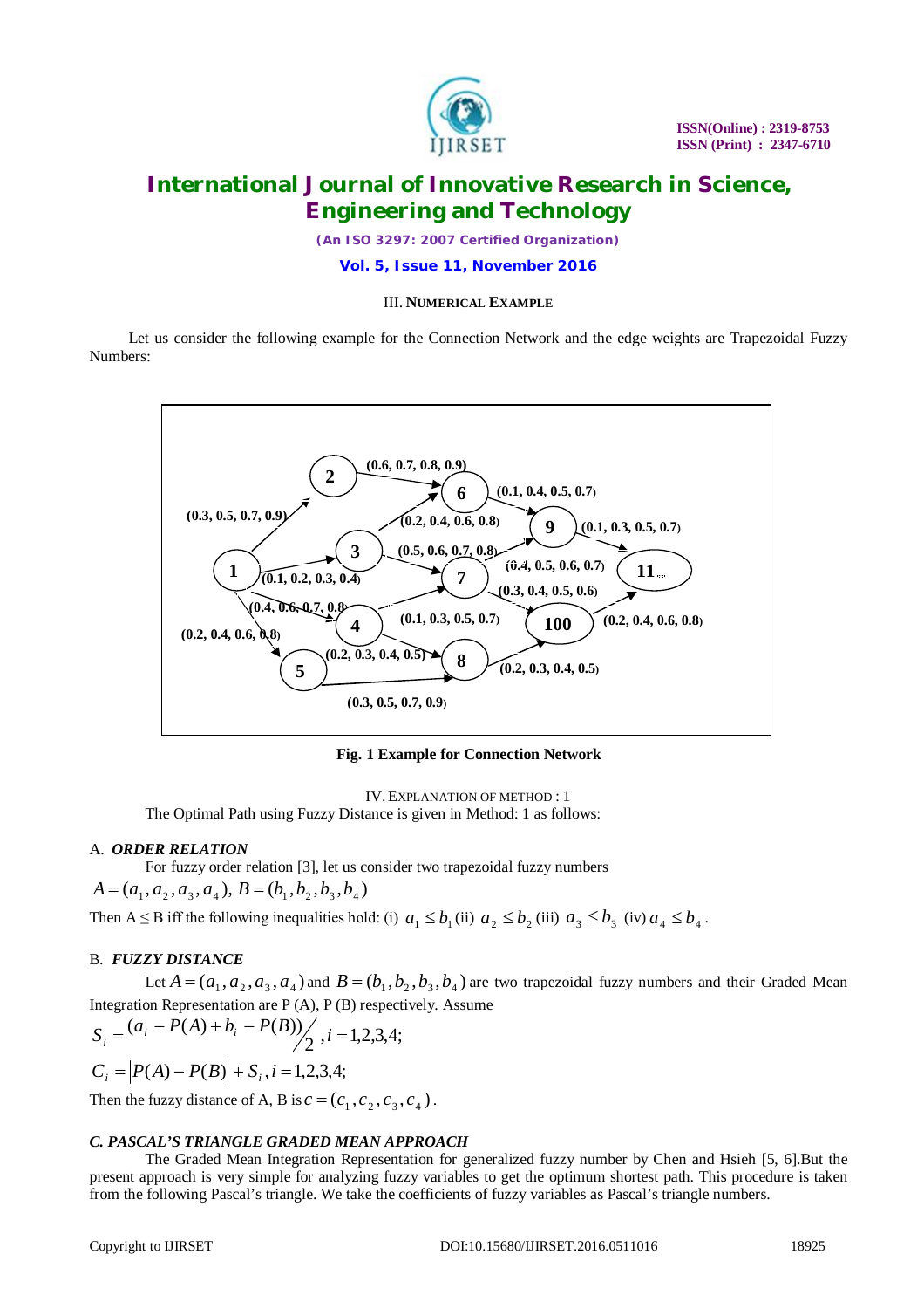### III. NUMERICAL EXAMPLE

Let us consider the following example for the Connection Network and the edge weights are Trapezoidal Fuzzy Numbers:

**Fig. 1 Example for Connection Network**

### IV. EXPLANATION OF METHOD : 1

The Optimal Path using Fuzzy Distance is given in Method: 1 as follows:

#### A. *ORDER RELATION*

For fuzzy order relation [3], let us consider two trapezoidal fuzzy numbers

$A = (a_1, a_2, a_3, a_4),\ B = (b_1, b_2, b_3, b_4)$

Then A ≤ B iff the following inequalities hold: (i) $a_1 \le b_1$ (ii) $a_2 \le b_2$ (iii) $a_3 \le b_3$ (iv) $a_4 \le b_4$.

#### B. *FUZZY DISTANCE*

Let $A = (a_1, a_2, a_3, a_4)$ and $B = (b_1, b_2, b_3, b_4)$ are two trapezoidal fuzzy numbers and their Graded Mean Integration Representation are P (A), P (B) respectively. Assume

$$S_i = (a_i - P(A) + b_i - P(B))\big/ 2,\ i = 1,2,3,4;$$

$$C_i = |P(A) - P(B)| + S_i,\ i = 1,2,3,4;$$

Then the fuzzy distance of A, B is $c = (c_1, c_2, c_3, c_4)$.

#### *C. PASCAL'S TRIANGLE GRADED MEAN APPROACH*

The Graded Mean Integration Representation for generalized fuzzy number by Chen and Hsieh [5, 6].But the present approach is very simple for analyzing fuzzy variables to get the optimum shortest path. This procedure is taken from the following Pascal's triangle. We take the coefficients of fuzzy variables as Pascal's triangle numbers.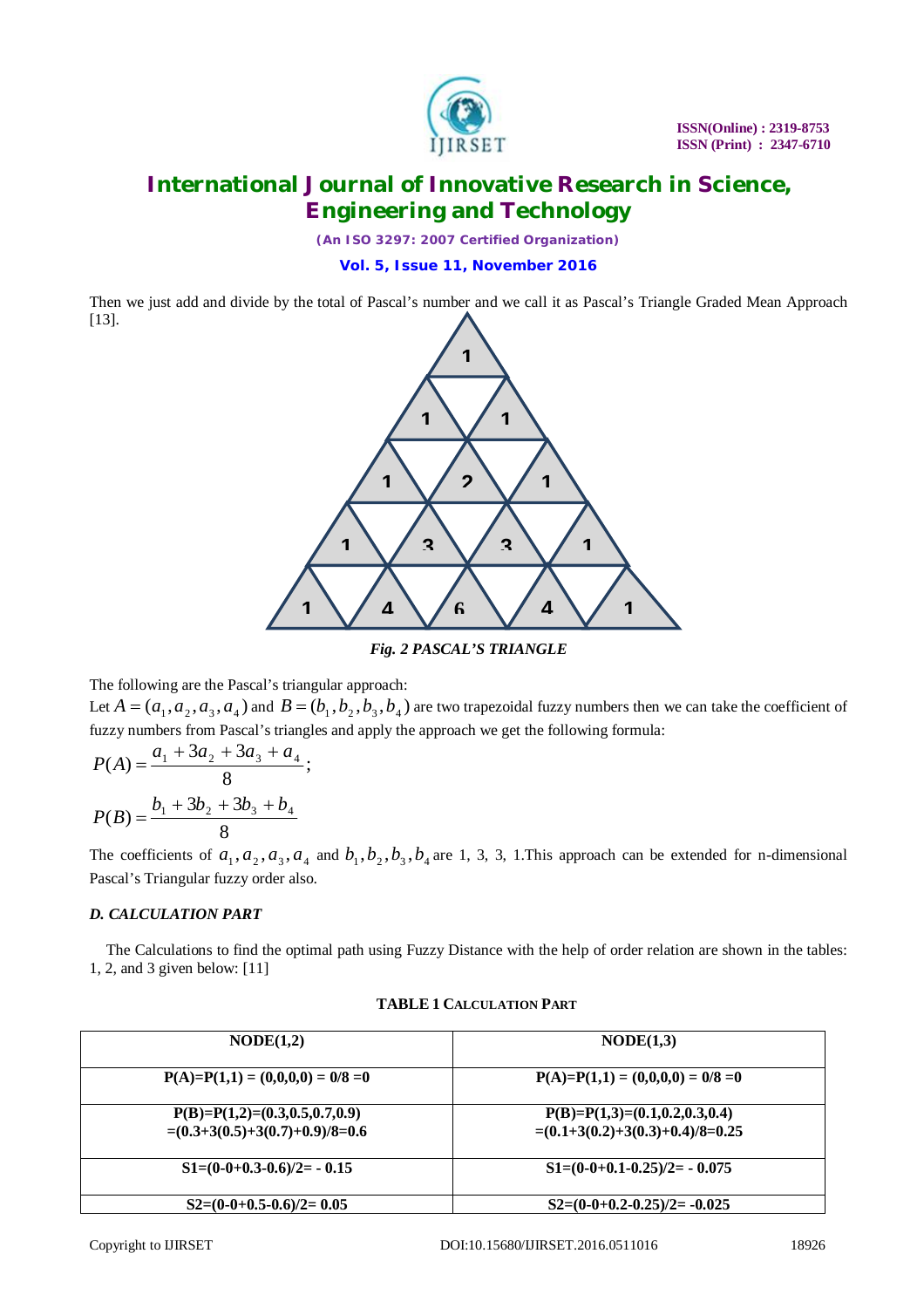Then we just add and divide by the total of Pascal's number and we call it as Pascal's Triangle Graded Mean Approach [13].

*Fig. 2 PASCAL'S TRIANGLE*

The following are the Pascal's triangular approach:

Let $A = (a_1, a_2, a_3, a_4)$ and $B = (b_1, b_2, b_3, b_4)$ are two trapezoidal fuzzy numbers then we can take the coefficient of fuzzy numbers from Pascal's triangles and apply the approach we get the following formula:

$$P(A) = \frac{a_1 + 3a_2 + 3a_3 + a_4}{8};$$

$$P(B) = \frac{b_1 + 3b_2 + 3b_3 + b_4}{8}$$

The coefficients of $a_1, a_2, a_3, a_4$ and $b_1, b_2, b_3, b_4$ are 1, 3, 3, 1.This approach can be extended for n-dimensional Pascal's Triangular fuzzy order also.

### *D. CALCULATION PART*

The Calculations to find the optimal path using Fuzzy Distance with the help of order relation are shown in the tables: 1, 2, and 3 given below: [11]

**TABLE 1 CALCULATION PART**

| **NODE(1,2)** | **NODE(1,3)** |
|---|---|
| **P(A)=P(1,1) = (0,0,0,0) = 0/8 =0** | **P(A)=P(1,1) = (0,0,0,0) = 0/8 =0** |
| **P(B)=P(1,2)=(0.3,0.5,0.7,0.9) =(0.3+3(0.5)+3(0.7)+0.9)/8=0.6** | **P(B)=P(1,3)=(0.1,0.2,0.3,0.4) =(0.1+3(0.2)+3(0.3)+0.4)/8=0.25** |
| **S1=(0-0+0.3-0.6)/2= - 0.15** | **S1=(0-0+0.1-0.25)/2= - 0.075** |
| **S2=(0-0+0.5-0.6)/2= 0.05** | **S2=(0-0+0.2-0.25)/2= -0.025** |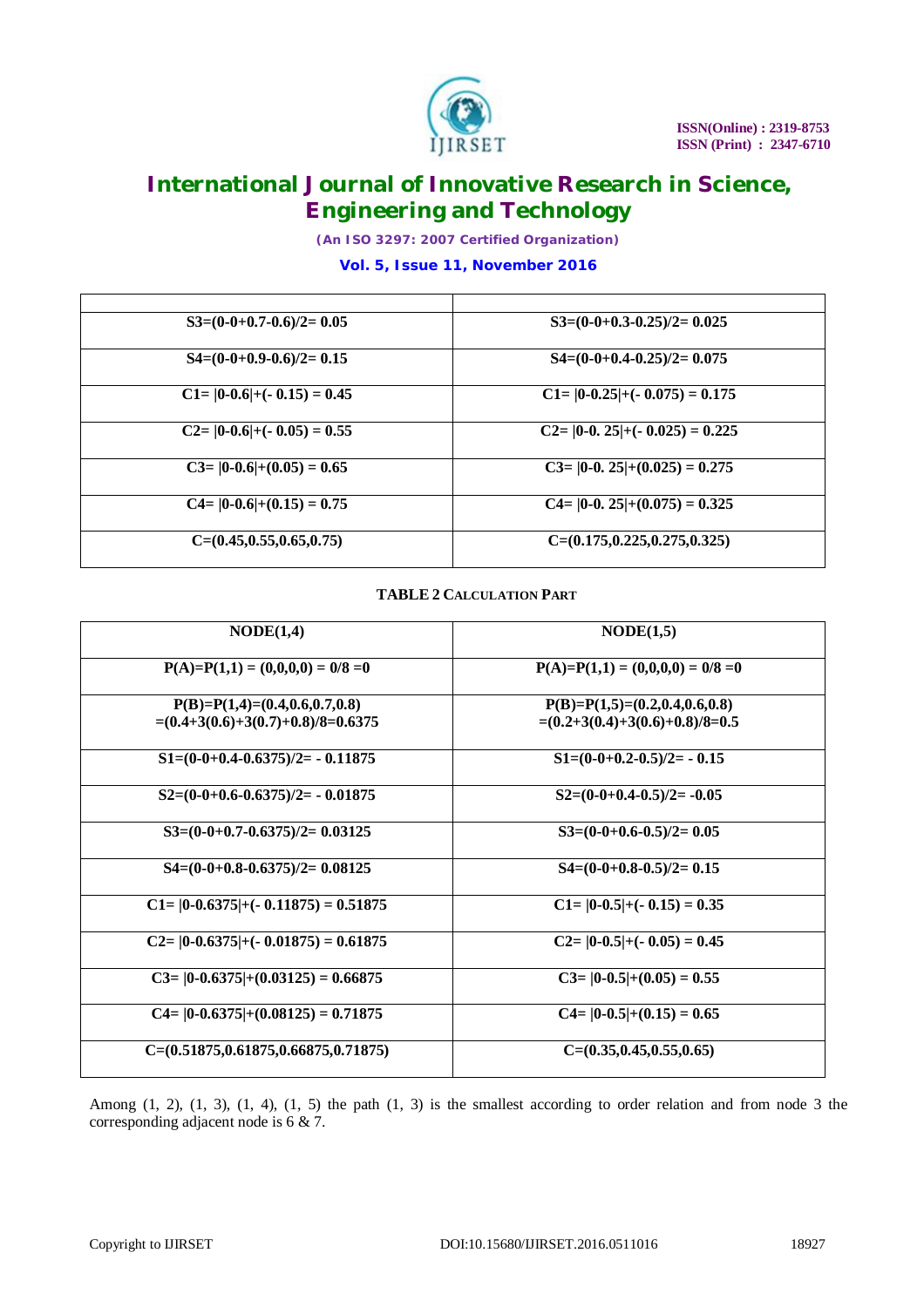| | |
|---|---|
| **S3=(0-0+0.7-0.6)/2= 0.05** | **S3=(0-0+0.3-0.25)/2= 0.025** |
| **S4=(0-0+0.9-0.6)/2= 0.15** | **S4=(0-0+0.4-0.25)/2= 0.075** |
| **C1= \|0-0.6\|+(- 0.15) = 0.45** | **C1= \|0-0.25\|+(- 0.075) = 0.175** |
| **C2= \|0-0.6\|+(- 0.05) = 0.55** | **C2= \|0-0. 25\|+(- 0.025) = 0.225** |
| **C3= \|0-0.6\|+(0.05) = 0.65** | **C3= \|0-0. 25\|+(0.025) = 0.275** |
| **C4= \|0-0.6\|+(0.15) = 0.75** | **C4= \|0-0. 25\|+(0.075) = 0.325** |
| **C=(0.45,0.55,0.65,0.75)** | **C=(0.175,0.225,0.275,0.325)** |

**TABLE 2 CALCULATION PART**

| NODE(1,4) | NODE(1,5) |
|---|---|
| **P(A)=P(1,1) = (0,0,0,0) = 0/8 =0** | **P(A)=P(1,1) = (0,0,0,0) = 0/8 =0** |
| **P(B)=P(1,4)=(0.4,0.6,0.7,0.8) =(0.4+3(0.6)+3(0.7)+0.8)/8=0.6375** | **P(B)=P(1,5)=(0.2,0.4,0.6,0.8) =(0.2+3(0.4)+3(0.6)+0.8)/8=0.5** |
| **S1=(0-0+0.4-0.6375)/2= - 0.11875** | **S1=(0-0+0.2-0.5)/2= - 0.15** |
| **S2=(0-0+0.6-0.6375)/2= - 0.01875** | **S2=(0-0+0.4-0.5)/2= -0.05** |
| **S3=(0-0+0.7-0.6375)/2= 0.03125** | **S3=(0-0+0.6-0.5)/2= 0.05** |
| **S4=(0-0+0.8-0.6375)/2= 0.08125** | **S4=(0-0+0.8-0.5)/2= 0.15** |
| **C1= \|0-0.6375\|+(- 0.11875) = 0.51875** | **C1= \|0-0.5\|+(- 0.15) = 0.35** |
| **C2= \|0-0.6375\|+(- 0.01875) = 0.61875** | **C2= \|0-0.5\|+(- 0.05) = 0.45** |
| **C3= \|0-0.6375\|+(0.03125) = 0.66875** | **C3= \|0-0.5\|+(0.05) = 0.55** |
| **C4= \|0-0.6375\|+(0.08125) = 0.71875** | **C4= \|0-0.5\|+(0.15) = 0.65** |
| **C=(0.51875,0.61875,0.66875,0.71875)** | **C=(0.35,0.45,0.55,0.65)** |

Among (1, 2), (1, 3), (1, 4), (1, 5) the path (1, 3) is the smallest according to order relation and from node 3 the corresponding adjacent node is 6 & 7.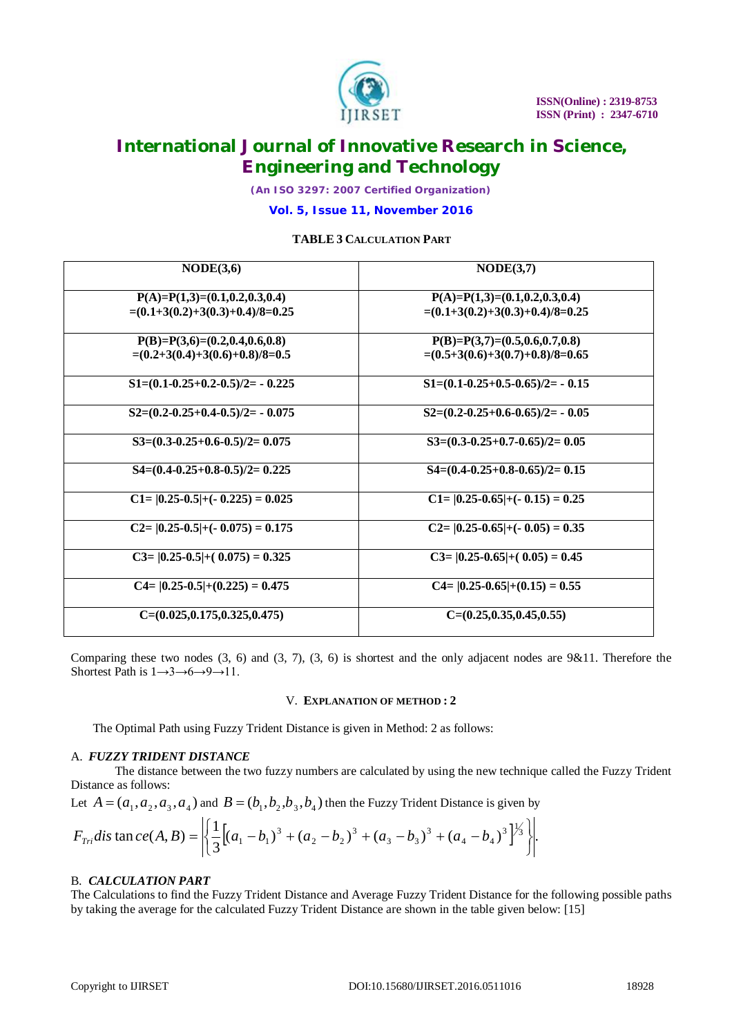**TABLE 3 CALCULATION PART**

| NODE(3,6) | NODE(3,7) |
|---|---|
| P(A)=P(1,3)=(0.1,0.2,0.3,0.4) =(0.1+3(0.2)+3(0.3)+0.4)/8=0.25 | P(A)=P(1,3)=(0.1,0.2,0.3,0.4) =(0.1+3(0.2)+3(0.3)+0.4)/8=0.25 |
| P(B)=P(3,6)=(0.2,0.4,0.6,0.8) =(0.2+3(0.4)+3(0.6)+0.8)/8=0.5 | P(B)=P(3,7)=(0.5,0.6,0.7,0.8) =(0.5+3(0.6)+3(0.7)+0.8)/8=0.65 |
| S1=(0.1-0.25+0.2-0.5)/2= - 0.225 | S1=(0.1-0.25+0.5-0.65)/2= - 0.15 |
| S2=(0.2-0.25+0.4-0.5)/2= - 0.075 | S2=(0.2-0.25+0.6-0.65)/2= - 0.05 |
| S3=(0.3-0.25+0.6-0.5)/2= 0.075 | S3=(0.3-0.25+0.7-0.65)/2= 0.05 |
| S4=(0.4-0.25+0.8-0.5)/2= 0.225 | S4=(0.4-0.25+0.8-0.65)/2= 0.15 |
| C1= \|0.25-0.5\|+(- 0.225) = 0.025 | C1= \|0.25-0.65\|+(- 0.15) = 0.25 |
| C2= \|0.25-0.5\|+(- 0.075) = 0.175 | C2= \|0.25-0.65\|+(- 0.05) = 0.35 |
| C3= \|0.25-0.5\|+( 0.075) = 0.325 | C3= \|0.25-0.65\|+( 0.05) = 0.45 |
| C4= \|0.25-0.5\|+(0.225) = 0.475 | C4= \|0.25-0.65\|+(0.15) = 0.55 |
| C=(0.025,0.175,0.325,0.475) | C=(0.25,0.35,0.45,0.55) |

Comparing these two nodes (3, 6) and (3, 7), (3, 6) is shortest and the only adjacent nodes are 9&11. Therefore the Shortest Path is 1→3→6→9→11.

## V. EXPLANATION OF METHOD : 2

The Optimal Path using Fuzzy Trident Distance is given in Method: 2 as follows:

### A. *FUZZY TRIDENT DISTANCE*

The distance between the two fuzzy numbers are calculated by using the new technique called the Fuzzy Trident Distance as follows:

Let $A = (a_1, a_2, a_3, a_4)$ and $B = (b_1, b_2, b_3, b_4)$ then the Fuzzy Trident Distance is given by

$$F_{Tri} distance(A,B) = \left| \left\{ \frac{1}{3} \left[ (a_1 - b_1)^3 + (a_2 - b_2)^3 + (a_3 - b_3)^3 + (a_4 - b_4)^3 \right]^{1/3} \right\} \right|.$$

### B. *CALCULATION PART*

The Calculations to find the Fuzzy Trident Distance and Average Fuzzy Trident Distance for the following possible paths by taking the average for the calculated Fuzzy Trident Distance are shown in the table given below: [15]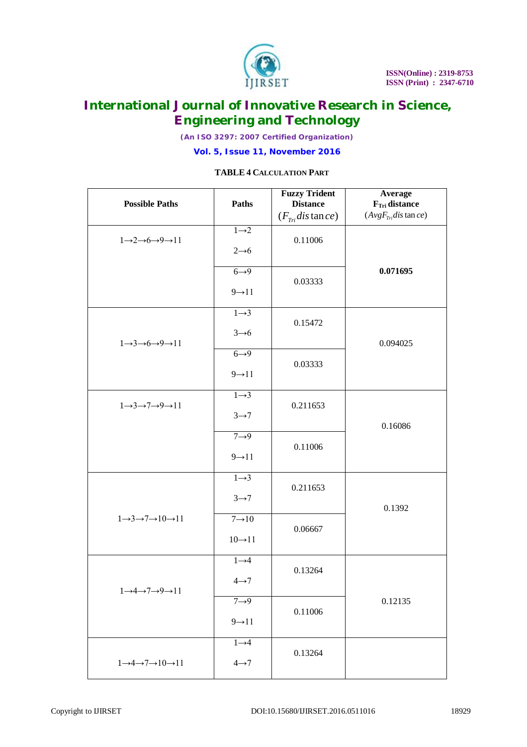**TABLE 4 CALCULATION PART**

| Possible Paths | Paths | Fuzzy Trident Distance ($F_{Tri} distance$) | Average $F_{Tri}$ distance ($AvgF_{Tri} distance$) |
|---|---|---|---|
| 1→2→6→9→11 | 1→2<br>2→6 | 0.11006 | **0.071695** |
| | 6→9<br>9→11 | 0.03333 | |
| 1→3→6→9→11 | 1→3<br>3→6 | 0.15472 | 0.094025 |
| | 6→9<br>9→11 | 0.03333 | |
| 1→3→7→9→11 | 1→3<br>3→7 | 0.211653 | 0.16086 |
| | 7→9<br>9→11 | 0.11006 | |
| 1→3→7→10→11 | 1→3<br>3→7 | 0.211653 | 0.1392 |
| | 7→10<br>10→11 | 0.06667 | |
| 1→4→7→9→11 | 1→4<br>4→7 | 0.13264 | 0.12135 |
| | 7→9<br>9→11 | 0.11006 | |
| 1→4→7→10→11 | 1→4<br>4→7 | 0.13264 | |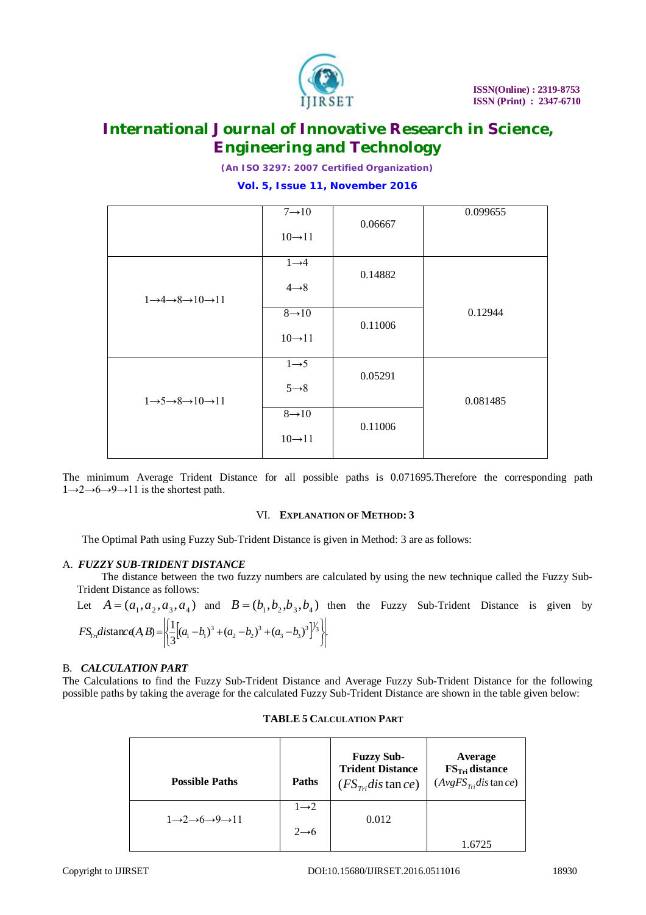| | | | |
|---|---|---|---|
| | 7→10<br>10→11 | 0.06667 | 0.099655 |
| 1→4→8→10→11 | 1→4<br>4→8 | 0.14882 | 0.12944 |
| | 8→10<br>10→11 | 0.11006 | |
| 1→5→8→10→11 | 1→5<br>5→8 | 0.05291 | 0.081485 |
| | 8→10<br>10→11 | 0.11006 | |

The minimum Average Trident Distance for all possible paths is 0.071695.Therefore the corresponding path 1→2→6→9→11 is the shortest path.

## VI. EXPLANATION OF METHOD: 3

The Optimal Path using Fuzzy Sub-Trident Distance is given in Method: 3 are as follows:

### A. *FUZZY SUB-TRIDENT DISTANCE*

The distance between the two fuzzy numbers are calculated by using the new technique called the Fuzzy Sub-Trident Distance as follows:

Let $A = (a_1, a_2, a_3, a_4)$ and $B = (b_1, b_2, b_3, b_4)$ then the Fuzzy Sub-Trident Distance is given by

$$FS_{Tri} distance(A, B) = \left| \left\{ \frac{1}{3} \left[ (a_1 - b_1)^3 + (a_2 - b_2)^3 + (a_3 - b_3)^3 \right]^{1/3} \right\} \right|.$$

### B. *CALCULATION PART*

The Calculations to find the Fuzzy Sub-Trident Distance and Average Fuzzy Sub-Trident Distance for the following possible paths by taking the average for the calculated Fuzzy Sub-Trident Distance are shown in the table given below:

**TABLE 5 CALCULATION PART**

| Possible Paths | Paths | Fuzzy Sub-Trident Distance $(FS_{Tri} distance)$ | Average $FS_{Tri}$ distance $(AvgFS_{Tri} distance)$ |
|---|---|---|---|
| 1→2→6→9→11 | 1→2<br>2→6 | 0.012 | 1.6725 |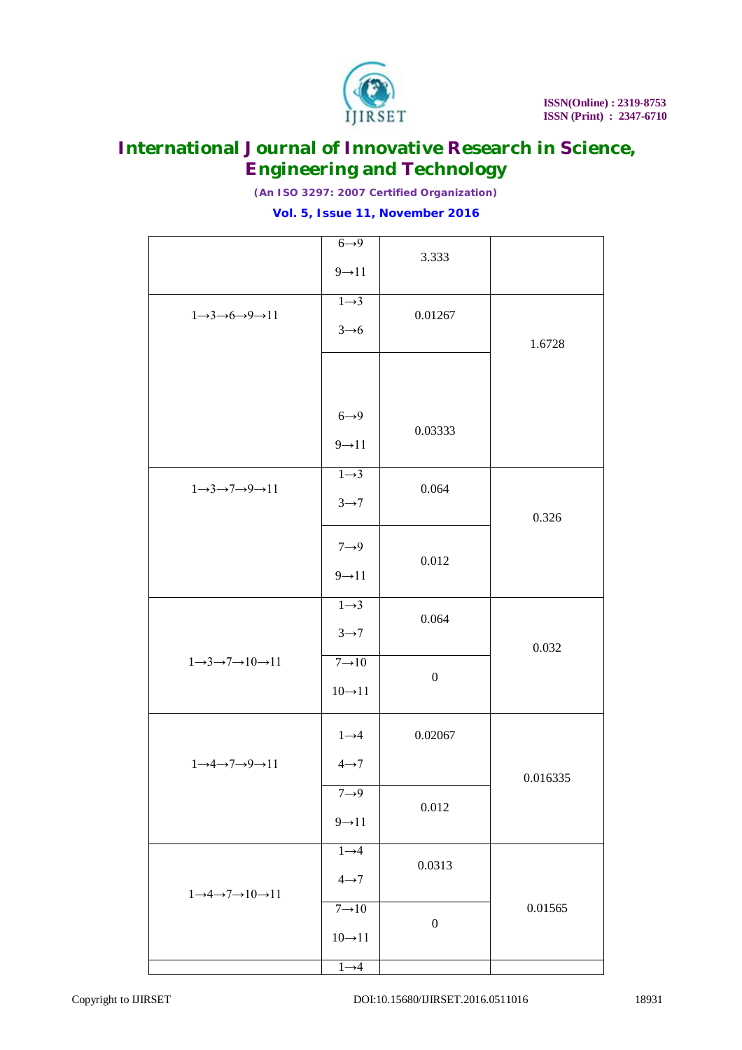|  | 6→9<br>9→11 | 3.333 |  |
|---|---|---|---|
| 1→3→6→9→11 | 1→3<br>3→6 | 0.01267 | 1.6728 |
|  | 6→9<br>9→11 | 0.03333 |  |
| 1→3→7→9→11 | 1→3<br>3→7 | 0.064 | 0.326 |
|  | 7→9<br>9→11 | 0.012 |  |
| 1→3→7→10→11 | 1→3<br>3→7 | 0.064 | 0.032 |
|  | 7→10<br>10→11 | 0 |  |
| 1→4→7→9→11 | 1→4<br>4→7 | 0.02067 | 0.016335 |
|  | 7→9<br>9→11 | 0.012 |  |
| 1→4→7→10→11 | 1→4<br>4→7 | 0.0313 | 0.01565 |
|  | 7→10<br>10→11 | 0 |  |
|  | 1→4 |  |  |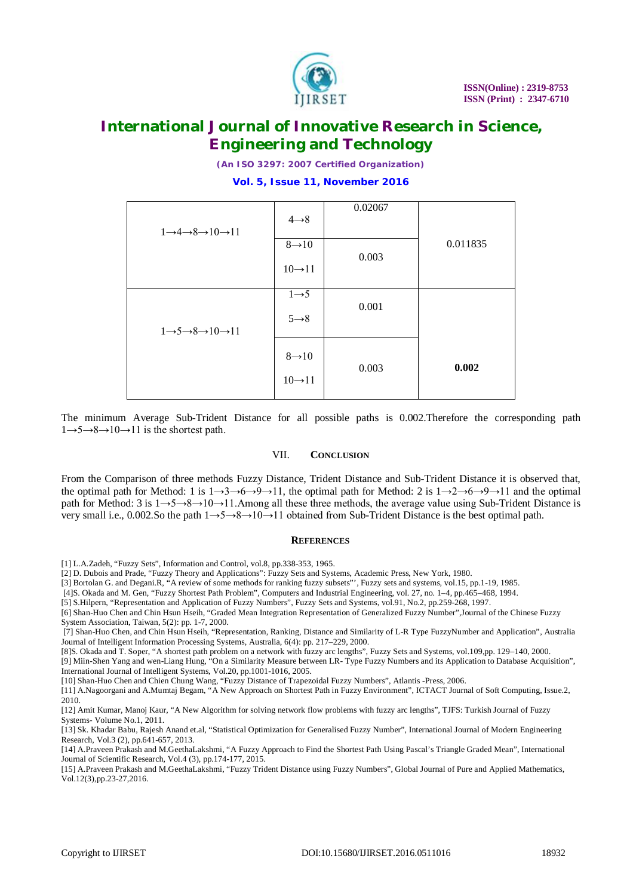| | | | |
|---|---|---|---|
| 1→4→8→10→11 | 4→8 | 0.02067 | 0.011835 |
| | 8→10<br>10→11 | 0.003 | |
| 1→5→8→10→11 | 1→5<br>5→8 | 0.001 | |
| | 8→10<br>10→11 | 0.003 | **0.002** |

The minimum Average Sub-Trident Distance for all possible paths is 0.002.Therefore the corresponding path 1→5→8→10→11 is the shortest path.

## VII. CONCLUSION

From the Comparison of three methods Fuzzy Distance, Trident Distance and Sub-Trident Distance it is observed that, the optimal path for Method: 1 is 1→3→6→9→11, the optimal path for Method: 2 is 1→2→6→9→11 and the optimal path for Method: 3 is 1→5→8→10→11.Among all these three methods, the average value using Sub-Trident Distance is very small i.e., 0.002.So the path 1→5→8→10→11 obtained from Sub-Trident Distance is the best optimal path.

## REFERENCES

[1] L.A.Zadeh, "Fuzzy Sets", Information and Control, vol.8, pp.338-353, 1965.

[2] D. Dubois and Prade, "Fuzzy Theory and Applications": Fuzzy Sets and Systems, Academic Press, New York, 1980.

[3] Bortolan G. and Degani.R, "A review of some methods for ranking fuzzy subsets"', Fuzzy sets and systems, vol.15, pp.1-19, 1985.

[4]S. Okada and M. Gen, "Fuzzy Shortest Path Problem", Computers and Industrial Engineering, vol. 27, no. 1–4, pp.465–468, 1994.

[5] S.Hilpern, "Representation and Application of Fuzzy Numbers", Fuzzy Sets and Systems, vol.91, No.2, pp.259-268, 1997.

[6] Shan-Huo Chen and Chin Hsun Hseih, "Graded Mean Integration Representation of Generalized Fuzzy Number",Journal of the Chinese Fuzzy System Association, Taiwan, 5(2): pp. 1-7, 2000.

[7] Shan-Huo Chen, and Chin Hsun Hseih, "Representation, Ranking, Distance and Similarity of L-R Type FuzzyNumber and Application", Australia Journal of Intelligent Information Processing Systems, Australia, 6(4): pp. 217–229, 2000.

[8]S. Okada and T. Soper, "A shortest path problem on a network with fuzzy arc lengths", Fuzzy Sets and Systems, vol.109,pp. 129–140, 2000.

[9] Miin-Shen Yang and wen-Liang Hung, "On a Similarity Measure between LR- Type Fuzzy Numbers and its Application to Database Acquisition", International Journal of Intelligent Systems, Vol.20, pp.1001-1016, 2005.

[10] Shan-Huo Chen and Chien Chung Wang, "Fuzzy Distance of Trapezoidal Fuzzy Numbers", Atlantis -Press, 2006.

[11] A.Nagoorgani and A.Mumtaj Begam, "A New Approach on Shortest Path in Fuzzy Environment", ICTACT Journal of Soft Computing, Issue.2, 2010.

[12] Amit Kumar, Manoj Kaur, "A New Algorithm for solving network flow problems with fuzzy arc lengths", TJFS: Turkish Journal of Fuzzy Systems- Volume No.1, 2011.

[13] Sk. Khadar Babu, Rajesh Anand et.al, "Statistical Optimization for Generalised Fuzzy Number", International Journal of Modern Engineering Research, Vol.3 (2), pp.641-657, 2013.

[14] A.Praveen Prakash and M.GeethaLakshmi, "A Fuzzy Approach to Find the Shortest Path Using Pascal's Triangle Graded Mean", International Journal of Scientific Research, Vol.4 (3), pp.174-177, 2015.

[15] A.Praveen Prakash and M.GeethaLakshmi, "Fuzzy Trident Distance using Fuzzy Numbers", Global Journal of Pure and Applied Mathematics, Vol.12(3),pp.23-27,2016.